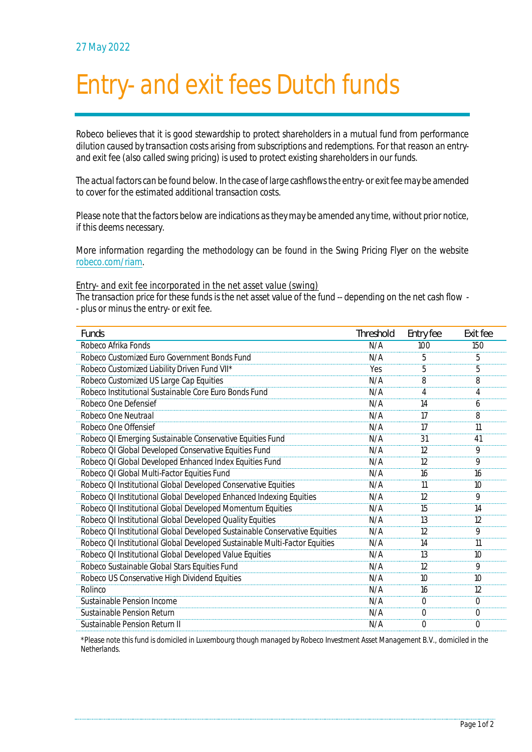27 May 2022

# Entry- and exit fees Dutch funds

Robeco believes that it is good stewardship to protect shareholders in a mutual fund from performance dilution caused by transaction costs arising from subscriptions and redemptions. For that reason an entry- and exit fee (also called swing pricing) is used to protect existing shareholders in our funds.

The actual factors can be found below. In the case of large cashflows the entry- or exit fee may be amended to cover for the estimated additional transaction costs.

Please note that the factors below are indications as they may be amended any time, without prior notice, if this deems necessary.

More information regarding the methodology can be found in the Swing Pricing Flyer on the website robeco.com/riam.

Entry- and exit fee incorporated in the net asset value (swing)

The transaction price for these funds is the net asset value of the fund -- depending on the net cash flow -- plus or minus the entry- or exit fee.

| Funds | Threshold | Entry fee | Exit fee |
|---|---|---|---|
| Robeco Afrika Fonds | N/A | 100 | 150 |
| Robeco Customized Euro Government Bonds Fund | N/A | 5 | 5 |
| Robeco Customized Liability Driven Fund VII* | Yes | 5 | 5 |
| Robeco Customized US Large Cap Equities | N/A | 8 | 8 |
| Robeco Institutional Sustainable Core Euro Bonds Fund | N/A | 4 | 4 |
| Robeco One Defensief | N/A | 14 | 6 |
| Robeco One Neutraal | N/A | 17 | 8 |
| Robeco One Offensief | N/A | 17 | 11 |
| Robeco QI Emerging Sustainable Conservative Equities Fund | N/A | 31 | 41 |
| Robeco QI Global Developed Conservative Equities Fund | N/A | 12 | 9 |
| Robeco QI Global Developed Enhanced Index Equities Fund | N/A | 12 | 9 |
| Robeco QI Global Multi-Factor Equities Fund | N/A | 16 | 16 |
| Robeco QI Institutional Global Developed Conservative Equities | N/A | 11 | 10 |
| Robeco QI Institutional Global Developed Enhanced Indexing Equities | N/A | 12 | 9 |
| Robeco QI Institutional Global Developed Momentum Equities | N/A | 15 | 14 |
| Robeco QI Institutional Global Developed Quality Equities | N/A | 13 | 12 |
| Robeco QI Institutional Global Developed Sustainable Conservative Equities | N/A | 12 | 9 |
| Robeco QI Institutional Global Developed Sustainable Multi-Factor Equities | N/A | 14 | 11 |
| Robeco QI Institutional Global Developed Value Equities | N/A | 13 | 10 |
| Robeco Sustainable Global Stars Equities Fund | N/A | 12 | 9 |
| Robeco US Conservative High Dividend Equities | N/A | 10 | 10 |
| Rolinco | N/A | 16 | 12 |
| Sustainable Pension Income | N/A | 0 | 0 |
| Sustainable Pension Return | N/A | 0 | 0 |
| Sustainable Pension Return II | N/A | 0 | 0 |

*Please note this fund is domiciled in Luxembourg though managed by Robeco Investment Asset Management B.V., domiciled in the Netherlands.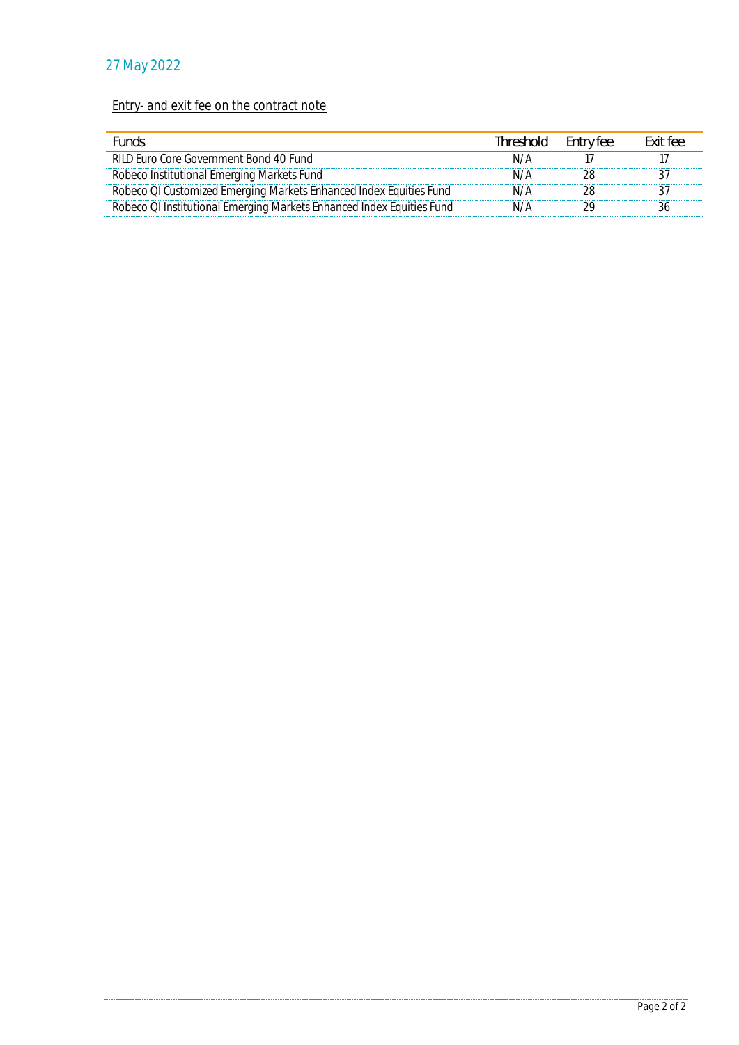27 May 2022

<u>Entry- and exit fee on the contract note</u>

| Funds | Threshold | Entry fee | Exit fee |
|---|---|---|---|
| RILD Euro Core Government Bond 40 Fund | N/A | 17 | 17 |
| Robeco Institutional Emerging Markets Fund | N/A | 28 | 37 |
| Robeco QI Customized Emerging Markets Enhanced Index Equities Fund | N/A | 28 | 37 |
| Robeco QI Institutional Emerging Markets Enhanced Index Equities Fund | N/A | 29 | 36 |